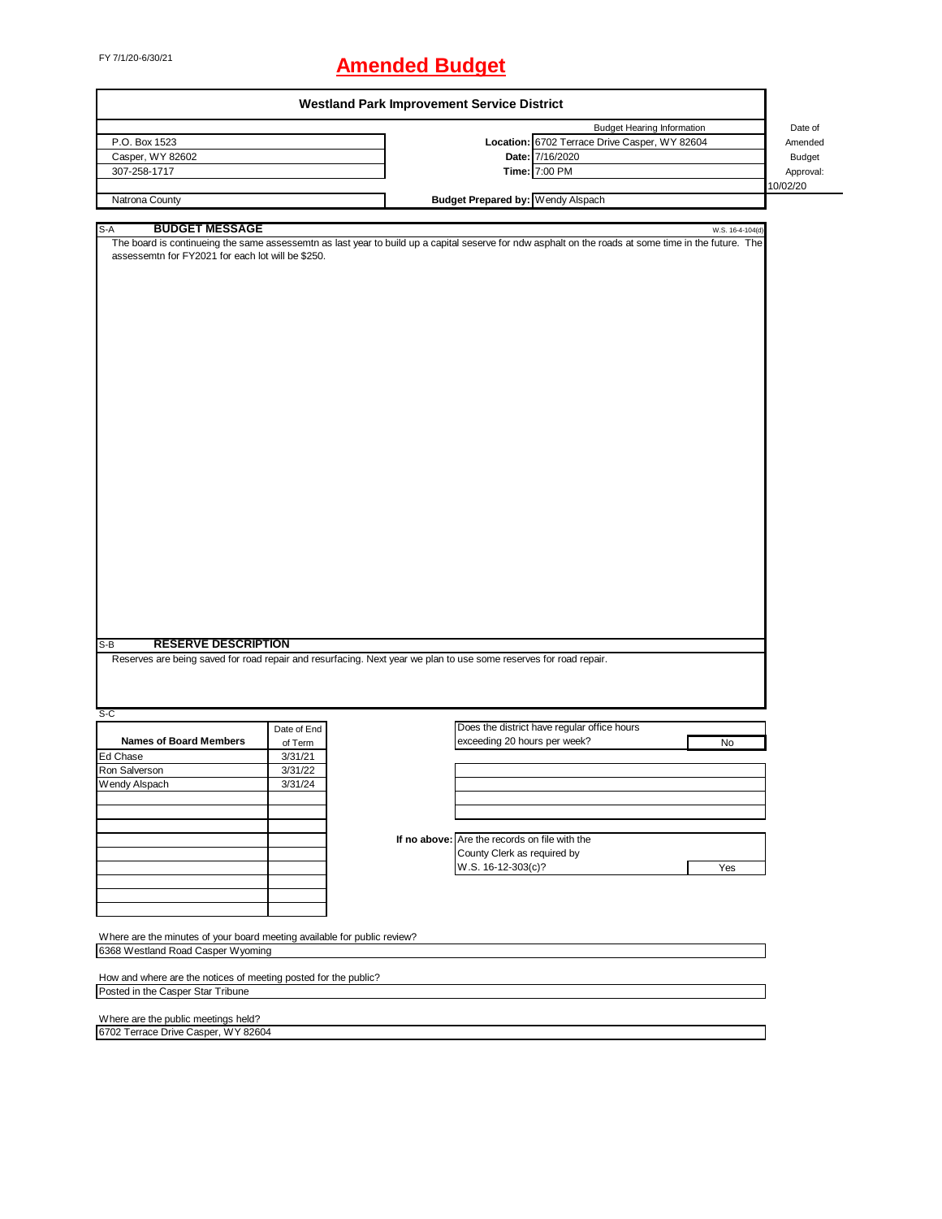FY 7/1/20-6/30/21

# Amended Budget

## Westland Park Improvement Service District

| | | Budget Hearing Information | Date of Amended Budget Approval: |
|---|---|---|---|
| P.O. Box 1523 | **Location:** | 6702 Terrace Drive Casper, WY 82604 | |
| Casper, WY 82602 | **Date:** | 7/16/2020 | |
| 307-258-1717 | **Time:** | 7:00 PM | |
| | | | 10/02/20 |
| Natrona County | **Budget Prepared by:** | Wendy Alspach | |

S-A **BUDGET MESSAGE** W.S. 16-4-104(d)

The board is continueing the same assessemtn as last year to build up a capital seserve for ndw asphalt on the roads at some time in the future. The assessemtn for FY2021 for each lot will be $250.

S-B **RESERVE DESCRIPTION**

Reserves are being saved for road repair and resurfacing. Next year we plan to use some reserves for road repair.

S-C

| Names of Board Members | Date of End of Term |
|---|---|
| Ed Chase | 3/31/21 |
| Ron Salverson | 3/31/22 |
| Wendy Alspach | 3/31/24 |

Does the district have regular office hours exceeding 20 hours per week? No

**If no above:** Are the records on file with the County Clerk as required by W.S. 16-12-303(c)? Yes

Where are the minutes of your board meeting available for public review?

6368 Westland Road Casper Wyoming

How and where are the notices of meeting posted for the public?

Posted in the Casper Star Tribune

Where are the public meetings held?

6702 Terrace Drive Casper, WY 82604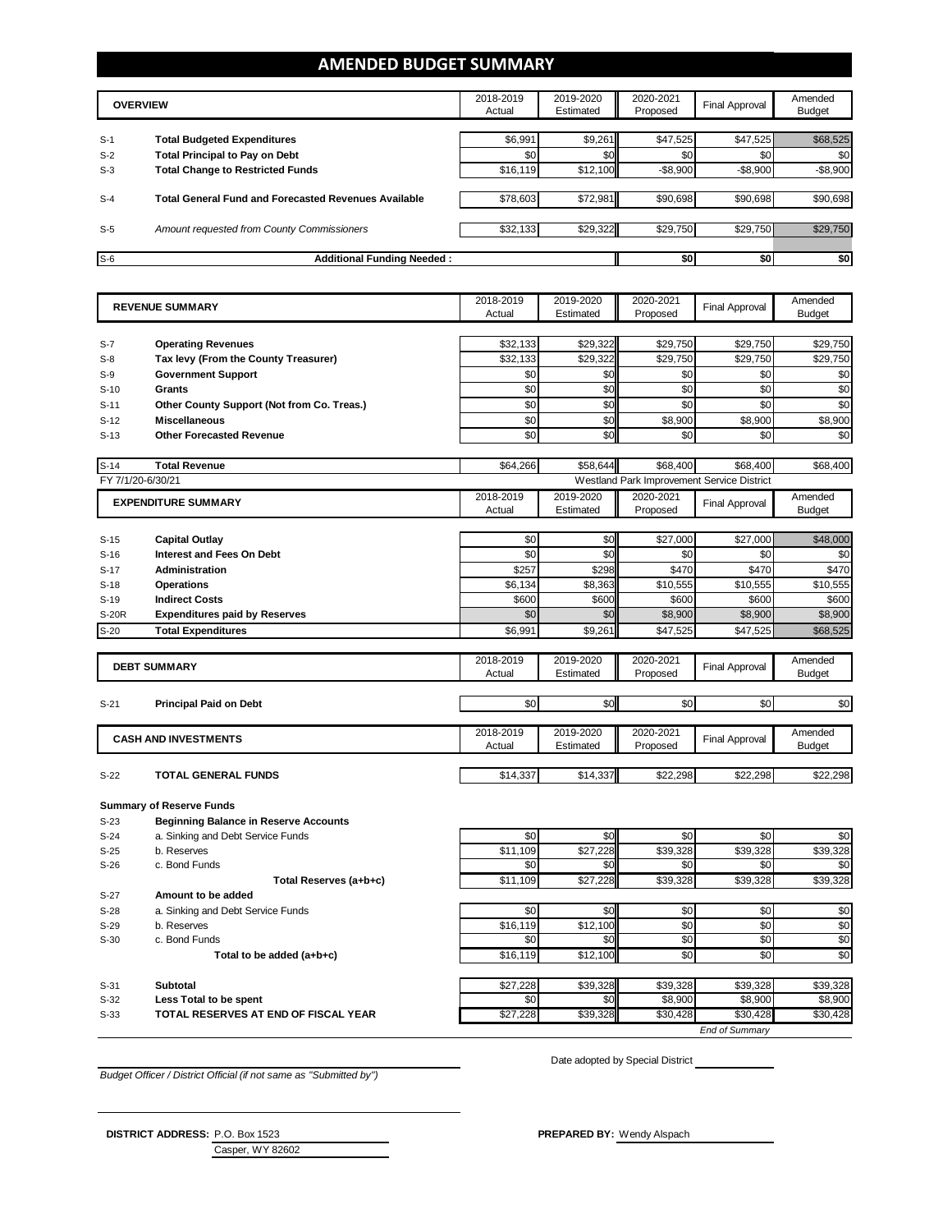# AMENDED BUDGET SUMMARY

| | OVERVIEW | 2018-2019 Actual | 2019-2020 Estimated | 2020-2021 Proposed | Final Approval | Amended Budget |
|---|---|---|---|---|---|---|
| S-1 | **Total Budgeted Expenditures** | $6,991 | $9,261 | $47,525 | $47,525 | $68,525 |
| S-2 | **Total Principal to Pay on Debt** | $0 | $0 | $0 | $0 | $0 |
| S-3 | **Total Change to Restricted Funds** | $16,119 | $12,100 | -$8,900 | -$8,900 | -$8,900 |
| S-4 | **Total General Fund and Forecasted Revenues Available** | $78,603 | $72,981 | $90,698 | $90,698 | $90,698 |
| S-5 | *Amount requested from County Commissioners* | $32,133 | $29,322 | $29,750 | $29,750 | $29,750 |
| S-6 | **Additional Funding Needed :** | | | $0 | $0 | $0 |

| | REVENUE SUMMARY | 2018-2019 Actual | 2019-2020 Estimated | 2020-2021 Proposed | Final Approval | Amended Budget |
|---|---|---|---|---|---|---|
| S-7 | **Operating Revenues** | $32,133 | $29,322 | $29,750 | $29,750 | $29,750 |
| S-8 | **Tax levy (From the County Treasurer)** | $32,133 | $29,322 | $29,750 | $29,750 | $29,750 |
| S-9 | **Government Support** | $0 | $0 | $0 | $0 | $0 |
| S-10 | **Grants** | $0 | $0 | $0 | $0 | $0 |
| S-11 | **Other County Support (Not from Co. Treas.)** | $0 | $0 | $0 | $0 | $0 |
| S-12 | **Miscellaneous** | $0 | $0 | $8,900 | $8,900 | $8,900 |
| S-13 | **Other Forecasted Revenue** | $0 | $0 | $0 | $0 | $0 |
| S-14 | **Total Revenue** | $64,266 | $58,644 | $68,400 | $68,400 | $68,400 |

FY 7/1/20-6/30/21 — Westland Park Improvement Service District

| | EXPENDITURE SUMMARY | 2018-2019 Actual | 2019-2020 Estimated | 2020-2021 Proposed | Final Approval | Amended Budget |
|---|---|---|---|---|---|---|
| S-15 | **Capital Outlay** | $0 | $0 | $27,000 | $27,000 | $48,000 |
| S-16 | **Interest and Fees On Debt** | $0 | $0 | $0 | $0 | $0 |
| S-17 | **Administration** | $257 | $298 | $470 | $470 | $470 |
| S-18 | **Operations** | $6,134 | $8,363 | $10,555 | $10,555 | $10,555 |
| S-19 | **Indirect Costs** | $600 | $600 | $600 | $600 | $600 |
| S-20R | **Expenditures paid by Reserves** | $0 | $0 | $8,900 | $8,900 | $8,900 |
| S-20 | **Total Expenditures** | $6,991 | $9,261 | $47,525 | $47,525 | $68,525 |

| | DEBT SUMMARY | 2018-2019 Actual | 2019-2020 Estimated | 2020-2021 Proposed | Final Approval | Amended Budget |
|---|---|---|---|---|---|---|
| S-21 | **Principal Paid on Debt** | $0 | $0 | $0 | $0 | $0 |

| | CASH AND INVESTMENTS | 2018-2019 Actual | 2019-2020 Estimated | 2020-2021 Proposed | Final Approval | Amended Budget |
|---|---|---|---|---|---|---|
| S-22 | **TOTAL GENERAL FUNDS** | $14,337 | $14,337 | $22,298 | $22,298 | $22,298 |
| | **Summary of Reserve Funds** | | | | | |
| S-23 | **Beginning Balance in Reserve Accounts** | | | | | |
| S-24 | a. Sinking and Debt Service Funds | $0 | $0 | $0 | $0 | $0 |
| S-25 | b. Reserves | $11,109 | $27,228 | $39,328 | $39,328 | $39,328 |
| S-26 | c. Bond Funds | $0 | $0 | $0 | $0 | $0 |
| | **Total Reserves (a+b+c)** | $11,109 | $27,228 | $39,328 | $39,328 | $39,328 |
| S-27 | **Amount to be added** | | | | | |
| S-28 | a. Sinking and Debt Service Funds | $0 | $0 | $0 | $0 | $0 |
| S-29 | b. Reserves | $16,119 | $12,100 | $0 | $0 | $0 |
| S-30 | c. Bond Funds | $0 | $0 | $0 | $0 | $0 |
| | **Total to be added (a+b+c)** | $16,119 | $12,100 | $0 | $0 | $0 |
| S-31 | **Subtotal** | $27,228 | $39,328 | $39,328 | $39,328 | $39,328 |
| S-32 | **Less Total to be spent** | $0 | $0 | $8,900 | $8,900 | $8,900 |
| S-33 | **TOTAL RESERVES AT END OF FISCAL YEAR** | $27,228 | $39,328 | $30,428 | $30,428 | $30,428 |

*End of Summary*

Date adopted by Special District ____________

*Budget Officer / District Official (if not same as "Submitted by")*

**DISTRICT ADDRESS:** P.O. Box 1523
Casper, WY 82602

**PREPARED BY:** Wendy Alspach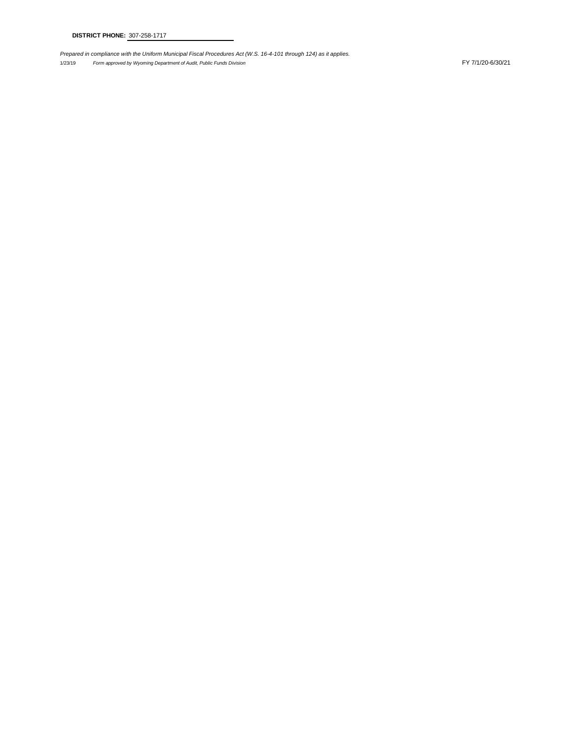**DISTRICT PHONE:** 307-258-1717

*Prepared in compliance with the Uniform Municipal Fiscal Procedures Act (W.S. 16-4-101 through 124) as it applies.*

1/23/19 *Form approved by Wyoming Department of Audit, Public Funds Division* FY 7/1/20-6/30/21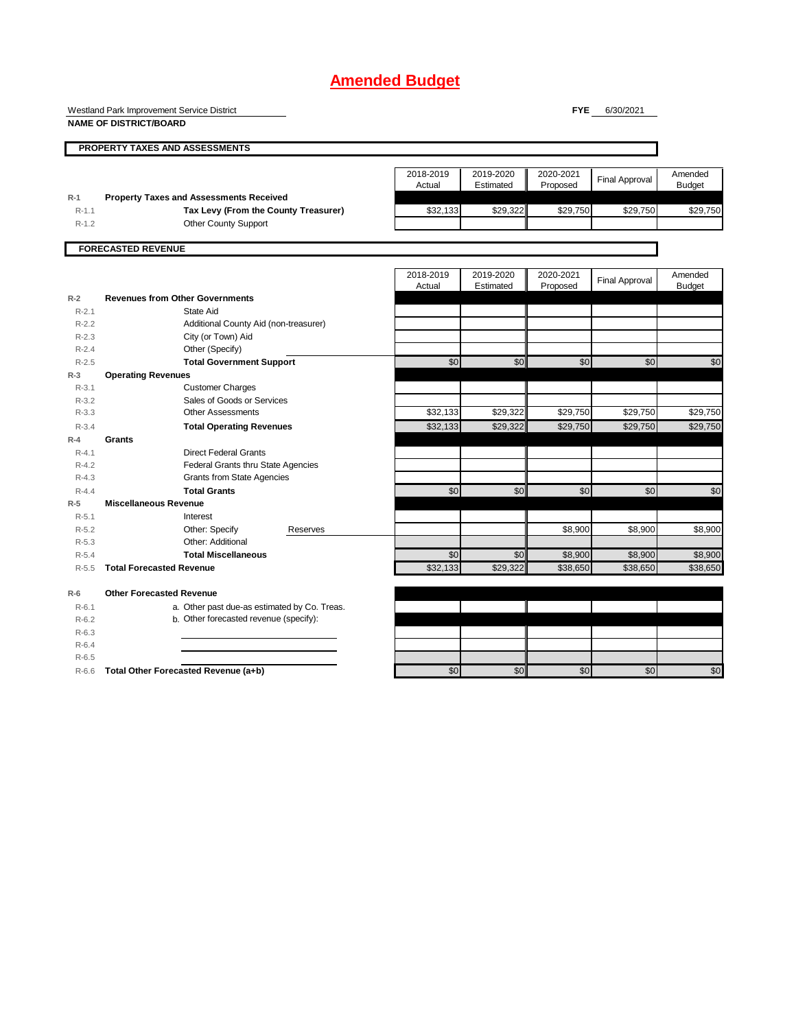# Amended Budget

Westland Park Improvement Service District
**NAME OF DISTRICT/BOARD**

**FYE** 6/30/2021

## PROPERTY TAXES AND ASSESSMENTS

| | | 2018-2019 Actual | 2019-2020 Estimated | 2020-2021 Proposed | Final Approval | Amended Budget |
|---|---|---|---|---|---|---|
| R-1 | **Property Taxes and Assessments Received** | | | | | |
| R-1.1 | **Tax Levy (From the County Treasurer)** | $32,133 | $29,322 | $29,750 | $29,750 | $29,750 |
| R-1.2 | Other County Support | | | | | |

## FORECASTED REVENUE

| | | 2018-2019 Actual | 2019-2020 Estimated | 2020-2021 Proposed | Final Approval | Amended Budget |
|---|---|---|---|---|---|---|
| R-2 | **Revenues from Other Governments** | | | | | |
| R-2.1 | State Aid | | | | | |
| R-2.2 | Additional County Aid (non-treasurer) | | | | | |
| R-2.3 | City (or Town) Aid | | | | | |
| R-2.4 | Other (Specify) | | | | | |
| R-2.5 | **Total Government Support** | $0 | $0 | $0 | $0 | $0 |
| R-3 | **Operating Revenues** | | | | | |
| R-3.1 | Customer Charges | | | | | |
| R-3.2 | Sales of Goods or Services | | | | | |
| R-3.3 | Other Assessments | $32,133 | $29,322 | $29,750 | $29,750 | $29,750 |
| R-3.4 | **Total Operating Revenues** | $32,133 | $29,322 | $29,750 | $29,750 | $29,750 |
| R-4 | **Grants** | | | | | |
| R-4.1 | Direct Federal Grants | | | | | |
| R-4.2 | Federal Grants thru State Agencies | | | | | |
| R-4.3 | Grants from State Agencies | | | | | |
| R-4.4 | **Total Grants** | $0 | $0 | $0 | $0 | $0 |
| R-5 | **Miscellaneous Revenue** | | | | | |
| R-5.1 | Interest | | | | | |
| R-5.2 | Other: Specify Reserves | | | $8,900 | $8,900 | $8,900 |
| R-5.3 | Other: Additional | | | | | |
| R-5.4 | **Total Miscellaneous** | $0 | $0 | $8,900 | $8,900 | $8,900 |
| R-5.5 | **Total Forecasted Revenue** | $32,133 | $29,322 | $38,650 | $38,650 | $38,650 |
| R-6 | **Other Forecasted Revenue** | | | | | |
| R-6.1 | a. Other past due-as estimated by Co. Treas. | | | | | |
| R-6.2 | b. Other forecasted revenue (specify): | | | | | |
| R-6.3 | | | | | | |
| R-6.4 | | | | | | |
| R-6.5 | | | | | | |
| R-6.6 | **Total Other Forecasted Revenue (a+b)** | $0 | $0 | $0 | $0 | $0 |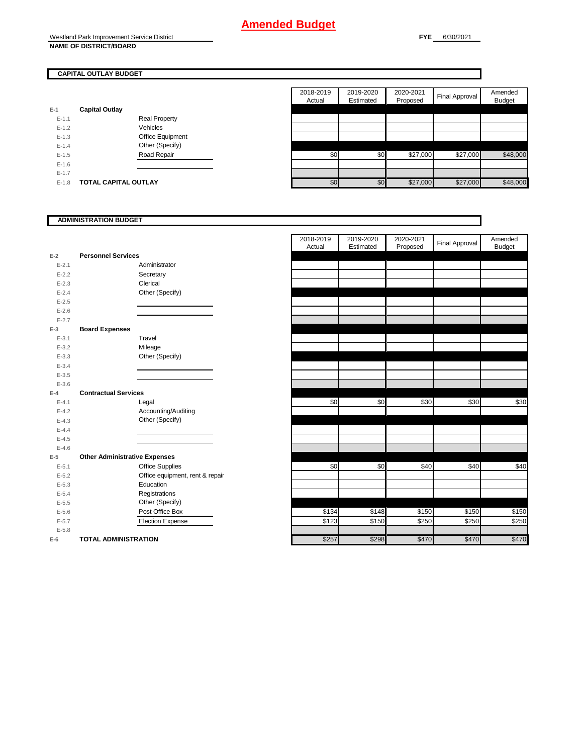# Amended Budget

Westland Park Improvement Service District
**NAME OF DISTRICT/BOARD**

**FYE** 6/30/2021

## CAPITAL OUTLAY BUDGET

| | | | 2018-2019 Actual | 2019-2020 Estimated | 2020-2021 Proposed | Final Approval | Amended Budget |
|---|---|---|---|---|---|---|---|
| E-1 | **Capital Outlay** | | | | | | |
| E-1.1 | | Real Property | | | | | |
| E-1.2 | | Vehicles | | | | | |
| E-1.3 | | Office Equipment | | | | | |
| E-1.4 | | Other (Specify) | | | | | |
| E-1.5 | | Road Repair | $0 | $0 | $27,000 | $27,000 | $48,000 |
| E-1.6 | | | | | | | |
| E-1.7 | | | | | | | |
| E-1.8 | **TOTAL CAPITAL OUTLAY** | | $0 | $0 | $27,000 | $27,000 | $48,000 |

## ADMINISTRATION BUDGET

| | | | 2018-2019 Actual | 2019-2020 Estimated | 2020-2021 Proposed | Final Approval | Amended Budget |
|---|---|---|---|---|---|---|---|
| E-2 | **Personnel Services** | | | | | | |
| E-2.1 | | Administrator | | | | | |
| E-2.2 | | Secretary | | | | | |
| E-2.3 | | Clerical | | | | | |
| E-2.4 | | Other (Specify) | | | | | |
| E-2.5 | | | | | | | |
| E-2.6 | | | | | | | |
| E-2.7 | | | | | | | |
| E-3 | **Board Expenses** | | | | | | |
| E-3.1 | | Travel | | | | | |
| E-3.2 | | Mileage | | | | | |
| E-3.3 | | Other (Specify) | | | | | |
| E-3.4 | | | | | | | |
| E-3.5 | | | | | | | |
| E-3.6 | | | | | | | |
| E-4 | **Contractual Services** | | | | | | |
| E-4.1 | | Legal | $0 | $0 | $30 | $30 | $30 |
| E-4.2 | | Accounting/Auditing | | | | | |
| E-4.3 | | Other (Specify) | | | | | |
| E-4.4 | | | | | | | |
| E-4.5 | | | | | | | |
| E-4.6 | | | | | | | |
| E-5 | **Other Administrative Expenses** | | | | | | |
| E-5.1 | | Office Supplies | $0 | $0 | $40 | $40 | $40 |
| E-5.2 | | Office equipment, rent & repair | | | | | |
| E-5.3 | | Education | | | | | |
| E-5.4 | | Registrations | | | | | |
| E-5.5 | | Other (Specify) | | | | | |
| E-5.6 | | Post Office Box | $134 | $148 | $150 | $150 | $150 |
| E-5.7 | | Election Expense | $123 | $150 | $250 | $250 | $250 |
| E-5.8 | | | | | | | |
| E-6 | **TOTAL ADMINISTRATION** | | $257 | $298 | $470 | $470 | $470 |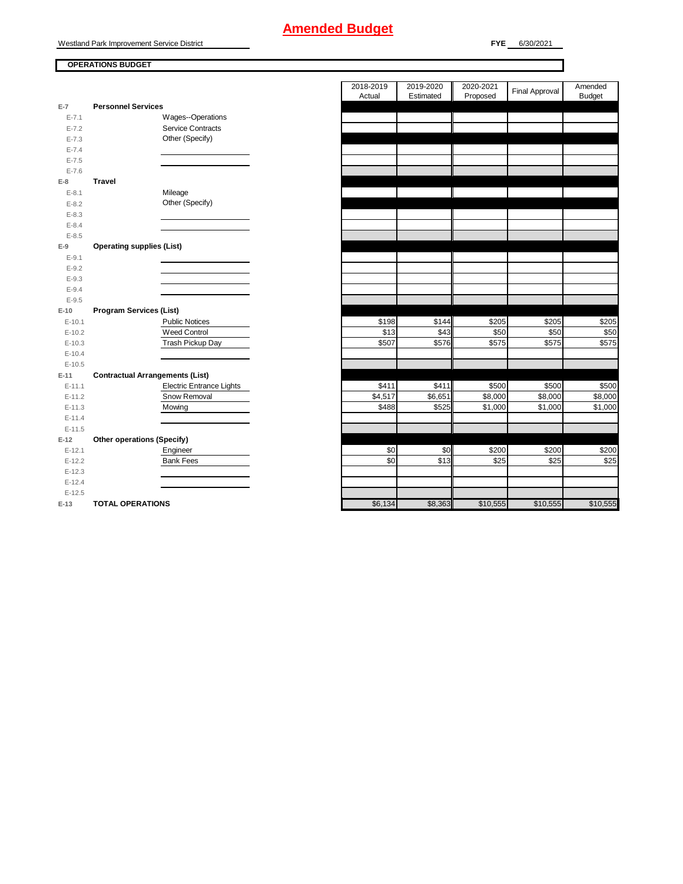# Amended Budget

Westland Park Improvement Service District

**FYE** 6/30/2021

**OPERATIONS BUDGET**

| | | | 2018-2019 Actual | 2019-2020 Estimated | 2020-2021 Proposed | Final Approval | Amended Budget |
|---|---|---|---|---|---|---|---|
| E-7 | **Personnel Services** | | | | | | |
| E-7.1 | | Wages--Operations | | | | | |
| E-7.2 | | Service Contracts | | | | | |
| E-7.3 | | Other (Specify) | | | | | |
| E-7.4 | | | | | | | |
| E-7.5 | | | | | | | |
| E-7.6 | | | | | | | |
| E-8 | **Travel** | | | | | | |
| E-8.1 | | Mileage | | | | | |
| E-8.2 | | Other (Specify) | | | | | |
| E-8.3 | | | | | | | |
| E-8.4 | | | | | | | |
| E-8.5 | | | | | | | |
| E-9 | **Operating supplies (List)** | | | | | | |
| E-9.1 | | | | | | | |
| E-9.2 | | | | | | | |
| E-9.3 | | | | | | | |
| E-9.4 | | | | | | | |
| E-9.5 | | | | | | | |
| E-10 | **Program Services (List)** | | | | | | |
| E-10.1 | | Public Notices | $198 | $144 | $205 | $205 | $205 |
| E-10.2 | | Weed Control | $13 | $43 | $50 | $50 | $50 |
| E-10.3 | | Trash Pickup Day | $507 | $576 | $575 | $575 | $575 |
| E-10.4 | | | | | | | |
| E-10.5 | | | | | | | |
| E-11 | **Contractual Arrangements (List)** | | | | | | |
| E-11.1 | | Electric Entrance Lights | $411 | $411 | $500 | $500 | $500 |
| E-11.2 | | Snow Removal | $4,517 | $6,651 | $8,000 | $8,000 | $8,000 |
| E-11.3 | | Mowing | $488 | $525 | $1,000 | $1,000 | $1,000 |
| E-11.4 | | | | | | | |
| E-11.5 | | | | | | | |
| E-12 | **Other operations (Specify)** | | | | | | |
| E-12.1 | | Engineer | $0 | $0 | $200 | $200 | $200 |
| E-12.2 | | Bank Fees | $0 | $13 | $25 | $25 | $25 |
| E-12.3 | | | | | | | |
| E-12.4 | | | | | | | |
| E-12.5 | | | | | | | |
| E-13 | **TOTAL OPERATIONS** | | $6,134 | $8,363 | $10,555 | $10,555 | $10,555 |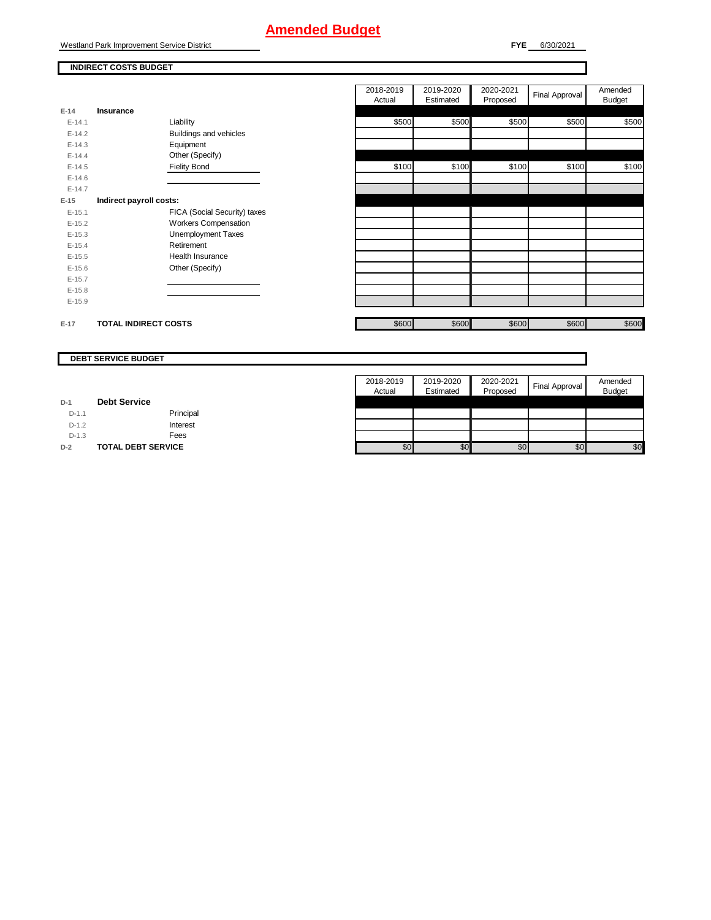# Amended Budget

Westland Park Improvement Service District

**FYE** 6/30/2021

**INDIRECT COSTS BUDGET**

| | | 2018-2019 Actual | 2019-2020 Estimated | 2020-2021 Proposed | Final Approval | Amended Budget |
|---|---|---|---|---|---|---|
| **E-14** | **Insurance** | | | | | |
| E-14.1 | Liability | $500 | $500 | $500 | $500 | $500 |
| E-14.2 | Buildings and vehicles | | | | | |
| E-14.3 | Equipment | | | | | |
| E-14.4 | Other (Specify) | | | | | |
| E-14.5 | Fielity Bond | $100 | $100 | $100 | $100 | $100 |
| E-14.6 | | | | | | |
| E-14.7 | | | | | | |
| **E-15** | **Indirect payroll costs:** | | | | | |
| E-15.1 | FICA (Social Security) taxes | | | | | |
| E-15.2 | Workers Compensation | | | | | |
| E-15.3 | Unemployment Taxes | | | | | |
| E-15.4 | Retirement | | | | | |
| E-15.5 | Health Insurance | | | | | |
| E-15.6 | Other (Specify) | | | | | |
| E-15.7 | | | | | | |
| E-15.8 | | | | | | |
| E-15.9 | | | | | | |
| **E-17** | **TOTAL INDIRECT COSTS** | $600 | $600 | $600 | $600 | $600 |

**DEBT SERVICE BUDGET**

| | | 2018-2019 Actual | 2019-2020 Estimated | 2020-2021 Proposed | Final Approval | Amended Budget |
|---|---|---|---|---|---|---|
| **D-1** | **Debt Service** | | | | | |
| D-1.1 | Principal | | | | | |
| D-1.2 | Interest | | | | | |
| D-1.3 | Fees | | | | | |
| **D-2** | **TOTAL DEBT SERVICE** | $0 | $0 | $0 | $0 | $0 |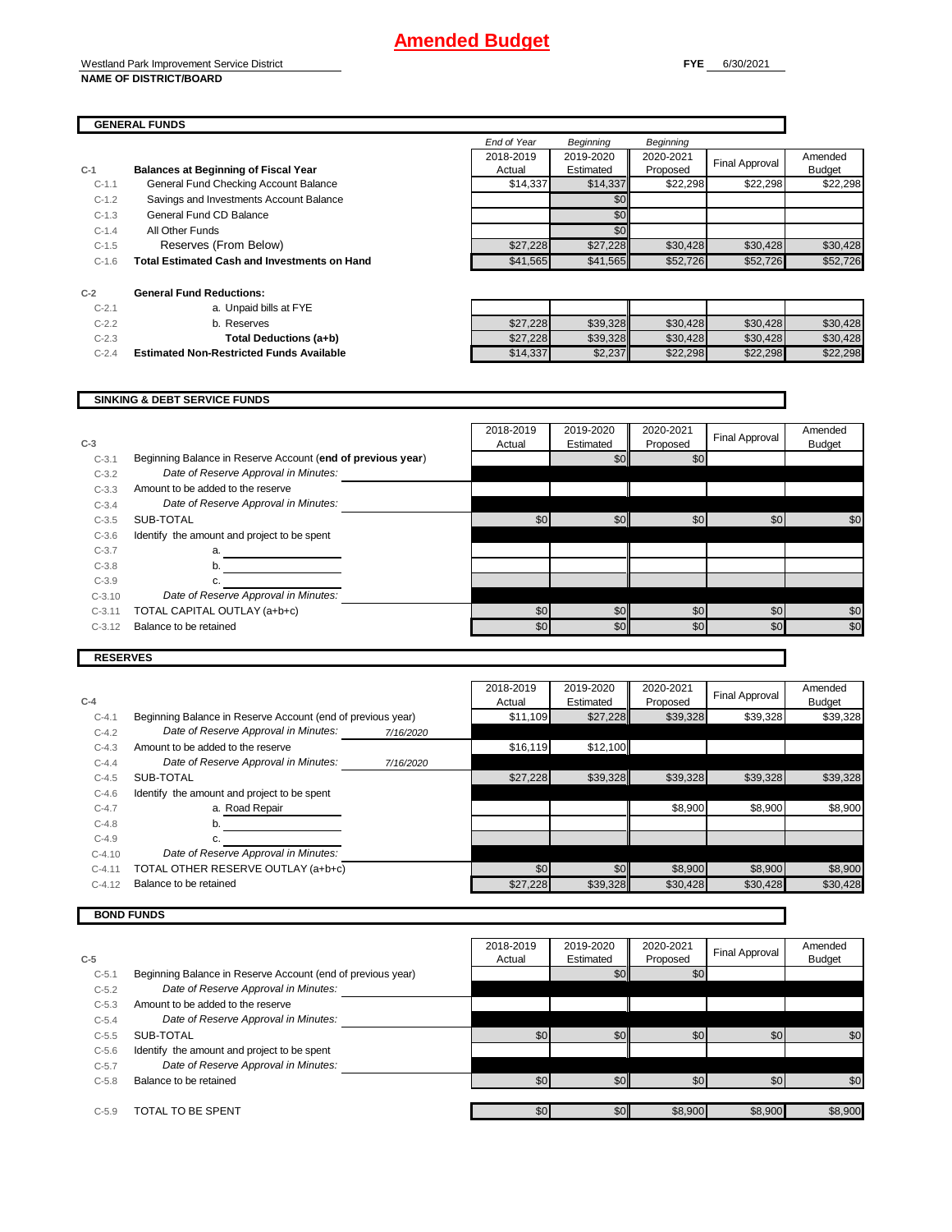# Amended Budget

Westland Park Improvement Service District
**NAME OF DISTRICT/BOARD**

**FYE** 6/30/2021

## GENERAL FUNDS

| | | *End of Year* 2018-2019 Actual | *Beginning* 2019-2020 Estimated | *Beginning* 2020-2021 Proposed | Final Approval | Amended Budget |
|---|---|---|---|---|---|---|
| C-1 | **Balances at Beginning of Fiscal Year** | | | | | |
| C-1.1 | General Fund Checking Account Balance | $14,337 | $14,337 | $22,298 | $22,298 | $22,298 |
| C-1.2 | Savings and Investments Account Balance | | $0 | | | |
| C-1.3 | General Fund CD Balance | | $0 | | | |
| C-1.4 | All Other Funds | | $0 | | | |
| C-1.5 | Reserves (From Below) | $27,228 | $27,228 | $30,428 | $30,428 | $30,428 |
| C-1.6 | **Total Estimated Cash and Investments on Hand** | $41,565 | $41,565 | $52,726 | $52,726 | $52,726 |
| C-2 | **General Fund Reductions:** | | | | | |
| C-2.1 | a. Unpaid bills at FYE | | | | | |
| C-2.2 | b. Reserves | $27,228 | $39,328 | $30,428 | $30,428 | $30,428 |
| C-2.3 | **Total Deductions (a+b)** | $27,228 | $39,328 | $30,428 | $30,428 | $30,428 |
| C-2.4 | **Estimated Non-Restricted Funds Available** | $14,337 | $2,237 | $22,298 | $22,298 | $22,298 |

## SINKING & DEBT SERVICE FUNDS

| C-3 | | 2018-2019 Actual | 2019-2020 Estimated | 2020-2021 Proposed | Final Approval | Amended Budget |
|---|---|---|---|---|---|---|
| C-3.1 | Beginning Balance in Reserve Account (**end of previous year**) | | $0 | $0 | | |
| C-3.2 | *Date of Reserve Approval in Minutes:* | | | | | |
| C-3.3 | Amount to be added to the reserve | | | | | |
| C-3.4 | *Date of Reserve Approval in Minutes:* | | | | | |
| C-3.5 | SUB-TOTAL | $0 | $0 | $0 | $0 | $0 |
| C-3.6 | Identify the amount and project to be spent | | | | | |
| C-3.7 | a. | | | | | |
| C-3.8 | b. | | | | | |
| C-3.9 | c. | | | | | |
| C-3.10 | *Date of Reserve Approval in Minutes:* | | | | | |
| C-3.11 | TOTAL CAPITAL OUTLAY (a+b+c) | $0 | $0 | $0 | $0 | $0 |
| C-3.12 | Balance to be retained | $0 | $0 | $0 | $0 | $0 |

## RESERVES

| C-4 | | 2018-2019 Actual | 2019-2020 Estimated | 2020-2021 Proposed | Final Approval | Amended Budget |
|---|---|---|---|---|---|---|
| C-4.1 | Beginning Balance in Reserve Account (end of previous year) | $11,109 | $27,228 | $39,328 | $39,328 | $39,328 |
| C-4.2 | *Date of Reserve Approval in Minutes:* *7/16/2020* | | | | | |
| C-4.3 | Amount to be added to the reserve | $16,119 | $12,100 | | | |
| C-4.4 | *Date of Reserve Approval in Minutes:* *7/16/2020* | | | | | |
| C-4.5 | SUB-TOTAL | $27,228 | $39,328 | $39,328 | $39,328 | $39,328 |
| C-4.6 | Identify the amount and project to be spent | | | | | |
| C-4.7 | a. Road Repair | | | $8,900 | $8,900 | $8,900 |
| C-4.8 | b. | | | | | |
| C-4.9 | c. | | | | | |
| C-4.10 | *Date of Reserve Approval in Minutes:* | | | | | |
| C-4.11 | TOTAL OTHER RESERVE OUTLAY (a+b+c) | $0 | $0 | $8,900 | $8,900 | $8,900 |
| C-4.12 | Balance to be retained | $27,228 | $39,328 | $30,428 | $30,428 | $30,428 |

## BOND FUNDS

| C-5 | | 2018-2019 Actual | 2019-2020 Estimated | 2020-2021 Proposed | Final Approval | Amended Budget |
|---|---|---|---|---|---|---|
| C-5.1 | Beginning Balance in Reserve Account (end of previous year) | | $0 | $0 | | |
| C-5.2 | *Date of Reserve Approval in Minutes:* | | | | | |
| C-5.3 | Amount to be added to the reserve | | | | | |
| C-5.4 | *Date of Reserve Approval in Minutes:* | | | | | |
| C-5.5 | SUB-TOTAL | $0 | $0 | $0 | $0 | $0 |
| C-5.6 | Identify the amount and project to be spent | | | | | |
| C-5.7 | *Date of Reserve Approval in Minutes:* | | | | | |
| C-5.8 | Balance to be retained | $0 | $0 | $0 | $0 | $0 |
| C-5.9 | TOTAL TO BE SPENT | $0 | $0 | $8,900 | $8,900 | $8,900 |